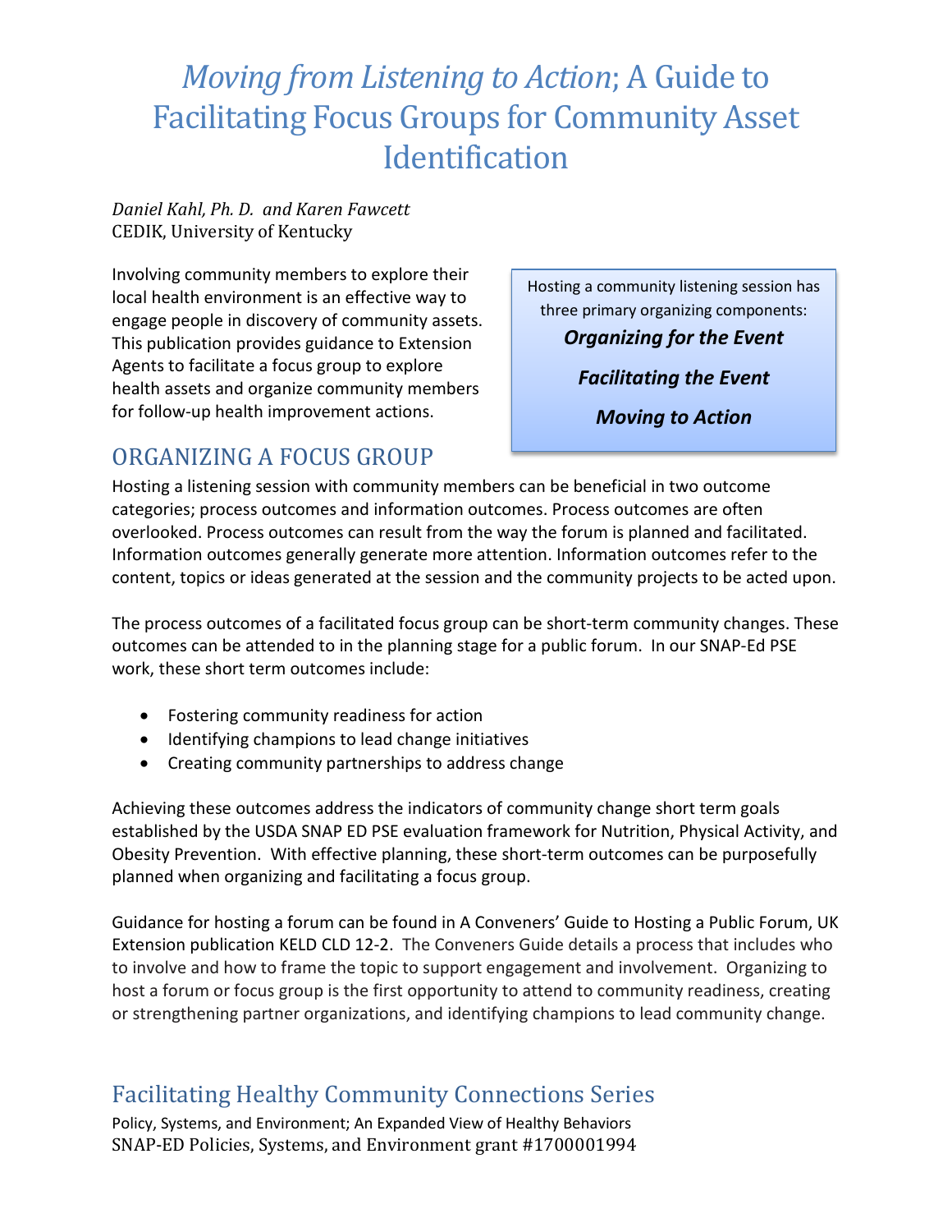# *Moving from Listening to Action*; A Guide to Facilitating Focus Groups for Community Asset Identification

*Daniel Kahl, Ph. D. and Karen Fawcett*
CEDIK, University of Kentucky

Involving community members to explore their local health environment is an effective way to engage people in discovery of community assets. This publication provides guidance to Extension Agents to facilitate a focus group to explore health assets and organize community members for follow-up health improvement actions.

> Hosting a community listening session has three primary organizing components:
>
> ***Organizing for the Event***
>
> ***Facilitating the Event***
>
> ***Moving to Action***

## ORGANIZING A FOCUS GROUP

Hosting a listening session with community members can be beneficial in two outcome categories; process outcomes and information outcomes. Process outcomes are often overlooked. Process outcomes can result from the way the forum is planned and facilitated. Information outcomes generally generate more attention. Information outcomes refer to the content, topics or ideas generated at the session and the community projects to be acted upon.

The process outcomes of a facilitated focus group can be short-term community changes. These outcomes can be attended to in the planning stage for a public forum. In our SNAP-Ed PSE work, these short term outcomes include:

- Fostering community readiness for action
- Identifying champions to lead change initiatives
- Creating community partnerships to address change

Achieving these outcomes address the indicators of community change short term goals established by the USDA SNAP ED PSE evaluation framework for Nutrition, Physical Activity, and Obesity Prevention. With effective planning, these short-term outcomes can be purposefully planned when organizing and facilitating a focus group.

Guidance for hosting a forum can be found in A Conveners' Guide to Hosting a Public Forum, UK Extension publication KELD CLD 12-2. The Conveners Guide details a process that includes who to involve and how to frame the topic to support engagement and involvement. Organizing to host a forum or focus group is the first opportunity to attend to community readiness, creating or strengthening partner organizations, and identifying champions to lead community change.

## Facilitating Healthy Community Connections Series

Policy, Systems, and Environment; An Expanded View of Healthy Behaviors
SNAP-ED Policies, Systems, and Environment grant #1700001994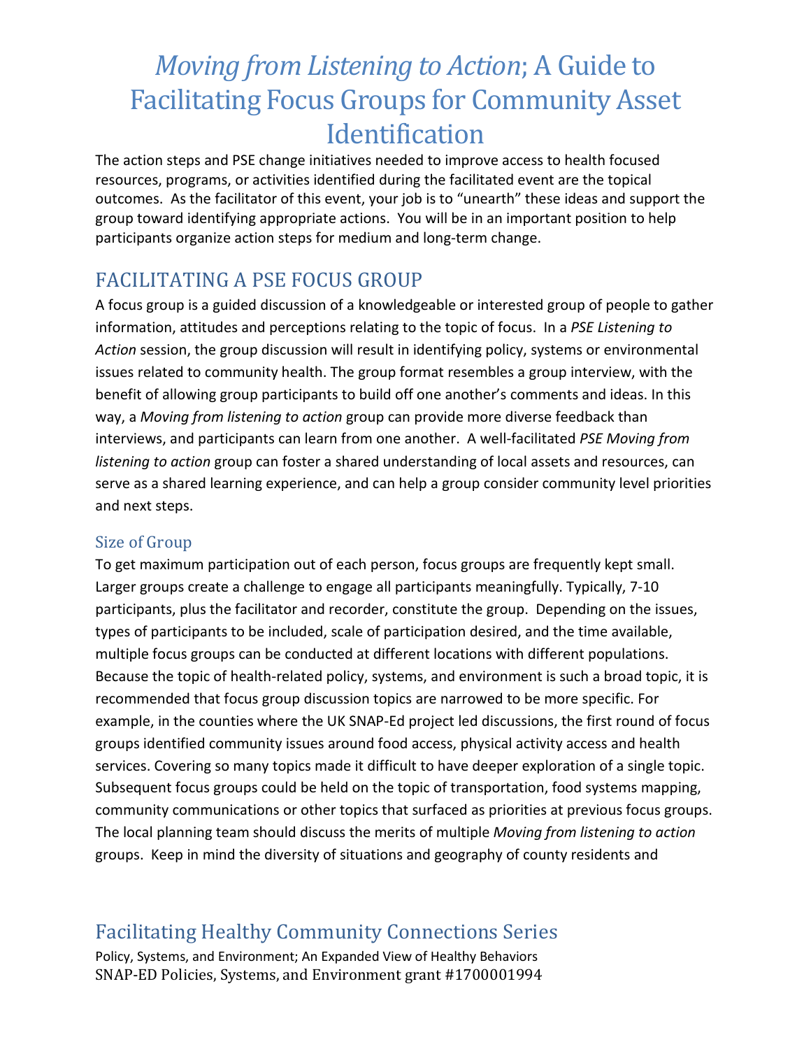# *Moving from Listening to Action*; A Guide to Facilitating Focus Groups for Community Asset Identification

The action steps and PSE change initiatives needed to improve access to health focused resources, programs, or activities identified during the facilitated event are the topical outcomes. As the facilitator of this event, your job is to "unearth" these ideas and support the group toward identifying appropriate actions. You will be in an important position to help participants organize action steps for medium and long-term change.

## FACILITATING A PSE FOCUS GROUP

A focus group is a guided discussion of a knowledgeable or interested group of people to gather information, attitudes and perceptions relating to the topic of focus. In a *PSE Listening to Action* session, the group discussion will result in identifying policy, systems or environmental issues related to community health. The group format resembles a group interview, with the benefit of allowing group participants to build off one another's comments and ideas. In this way, a *Moving from listening to action* group can provide more diverse feedback than interviews, and participants can learn from one another. A well-facilitated *PSE Moving from listening to action* group can foster a shared understanding of local assets and resources, can serve as a shared learning experience, and can help a group consider community level priorities and next steps.

### Size of Group

To get maximum participation out of each person, focus groups are frequently kept small. Larger groups create a challenge to engage all participants meaningfully. Typically, 7-10 participants, plus the facilitator and recorder, constitute the group. Depending on the issues, types of participants to be included, scale of participation desired, and the time available, multiple focus groups can be conducted at different locations with different populations. Because the topic of health-related policy, systems, and environment is such a broad topic, it is recommended that focus group discussion topics are narrowed to be more specific. For example, in the counties where the UK SNAP-Ed project led discussions, the first round of focus groups identified community issues around food access, physical activity access and health services. Covering so many topics made it difficult to have deeper exploration of a single topic. Subsequent focus groups could be held on the topic of transportation, food systems mapping, community communications or other topics that surfaced as priorities at previous focus groups. The local planning team should discuss the merits of multiple *Moving from listening to action* groups. Keep in mind the diversity of situations and geography of county residents and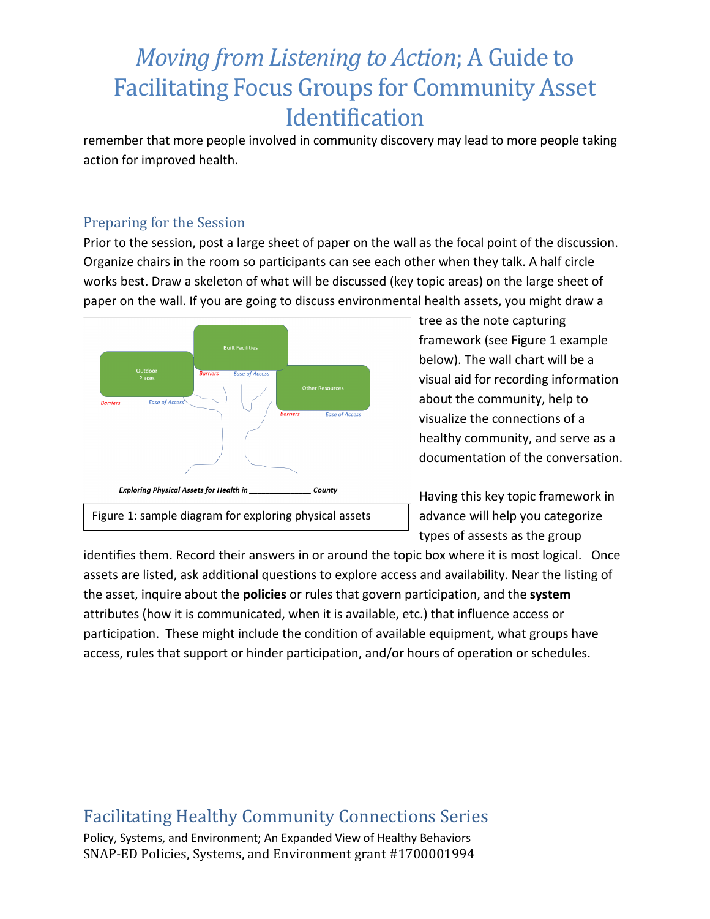remember that more people involved in community discovery may lead to more people taking action for improved health.

## Preparing for the Session

Prior to the session, post a large sheet of paper on the wall as the focal point of the discussion. Organize chairs in the room so participants can see each other when they talk. A half circle works best. Draw a skeleton of what will be discussed (key topic areas) on the large sheet of paper on the wall. If you are going to discuss environmental health assets, you might draw a tree as the note capturing framework (see Figure 1 example below). The wall chart will be a visual aid for recording information about the community, help to visualize the connections of a healthy community, and serve as a documentation of the conversation.

Figure 1: sample diagram for exploring physical assets

Having this key topic framework in advance will help you categorize types of assests as the group identifies them. Record their answers in or around the topic box where it is most logical. Once assets are listed, ask additional questions to explore access and availability. Near the listing of the asset, inquire about the **policies** or rules that govern participation, and the **system** attributes (how it is communicated, when it is available, etc.) that influence access or participation. These might include the condition of available equipment, what groups have access, rules that support or hinder participation, and/or hours of operation or schedules.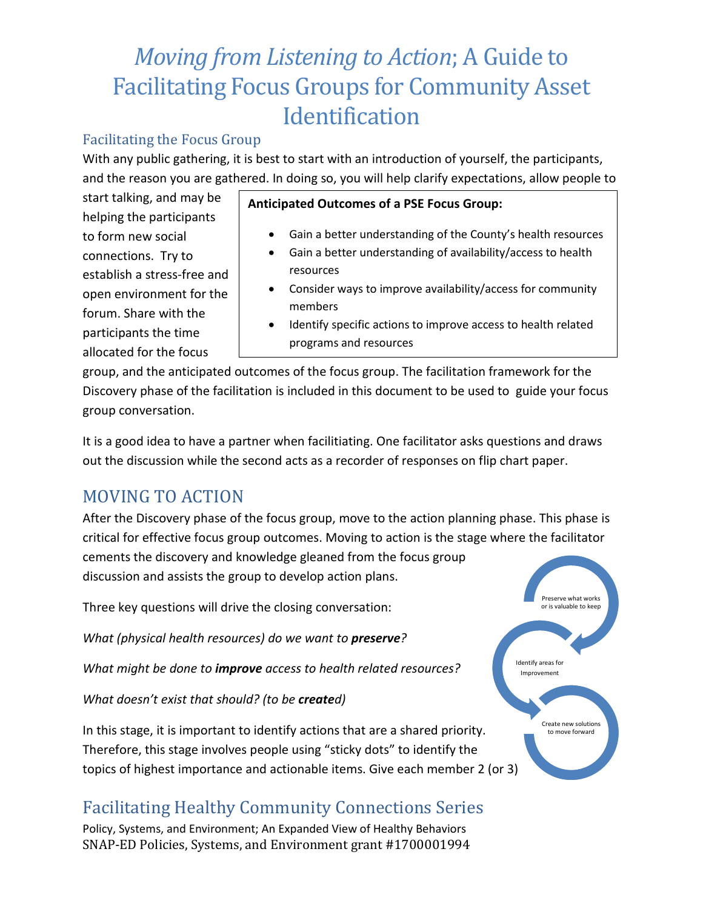# *Moving from Listening to Action*; A Guide to Facilitating Focus Groups for Community Asset Identification

## Facilitating the Focus Group

With any public gathering, it is best to start with an introduction of yourself, the participants, and the reason you are gathered. In doing so, you will help clarify expectations, allow people to start talking, and may be helping the participants to form new social connections. Try to establish a stress-free and open environment for the forum. Share with the participants the time allocated for the focus group, and the anticipated outcomes of the focus group. The facilitation framework for the Discovery phase of the facilitation is included in this document to be used to guide your focus group conversation.

**Anticipated Outcomes of a PSE Focus Group:**

- Gain a better understanding of the County's health resources
- Gain a better understanding of availability/access to health resources
- Consider ways to improve availability/access for community members
- Identify specific actions to improve access to health related programs and resources

It is a good idea to have a partner when facilitiating. One facilitator asks questions and draws out the discussion while the second acts as a recorder of responses on flip chart paper.

## MOVING TO ACTION

After the Discovery phase of the focus group, move to the action planning phase. This phase is critical for effective focus group outcomes. Moving to action is the stage where the facilitator cements the discovery and knowledge gleaned from the focus group discussion and assists the group to develop action plans.

Three key questions will drive the closing conversation:

*What (physical health resources) do we want to **preserve**?*

*What might be done to **improve** access to health related resources?*

*What doesn't exist that should? (to be **create**d)*

Preserve what works or is valuable to keep

Identify areas for Improvement

Create new solutions to move forward

In this stage, it is important to identify actions that are a shared priority. Therefore, this stage involves people using "sticky dots" to identify the topics of highest importance and actionable items. Give each member 2 (or 3)

## Facilitating Healthy Community Connections Series

Policy, Systems, and Environment; An Expanded View of Healthy Behaviors

SNAP-ED Policies, Systems, and Environment grant #1700001994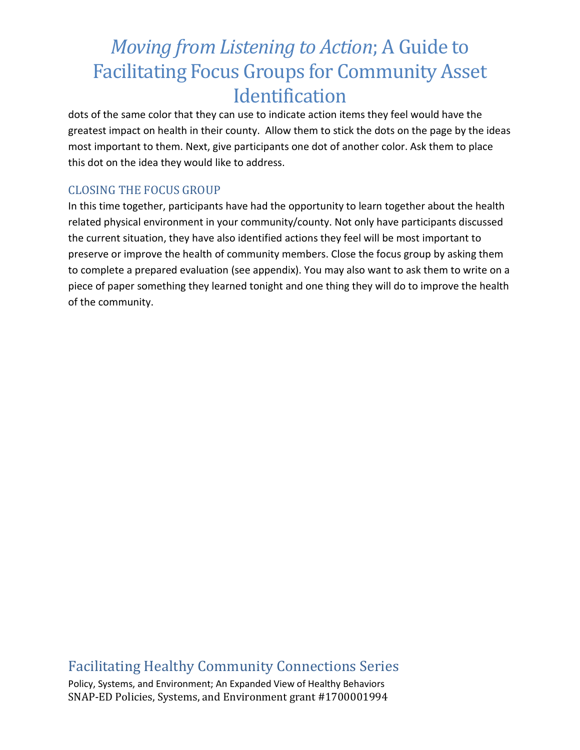dots of the same color that they can use to indicate action items they feel would have the greatest impact on health in their county. Allow them to stick the dots on the page by the ideas most important to them. Next, give participants one dot of another color. Ask them to place this dot on the idea they would like to address.

## CLOSING THE FOCUS GROUP

In this time together, participants have had the opportunity to learn together about the health related physical environment in your community/county. Not only have participants discussed the current situation, they have also identified actions they feel will be most important to preserve or improve the health of community members. Close the focus group by asking them to complete a prepared evaluation (see appendix). You may also want to ask them to write on a piece of paper something they learned tonight and one thing they will do to improve the health of the community.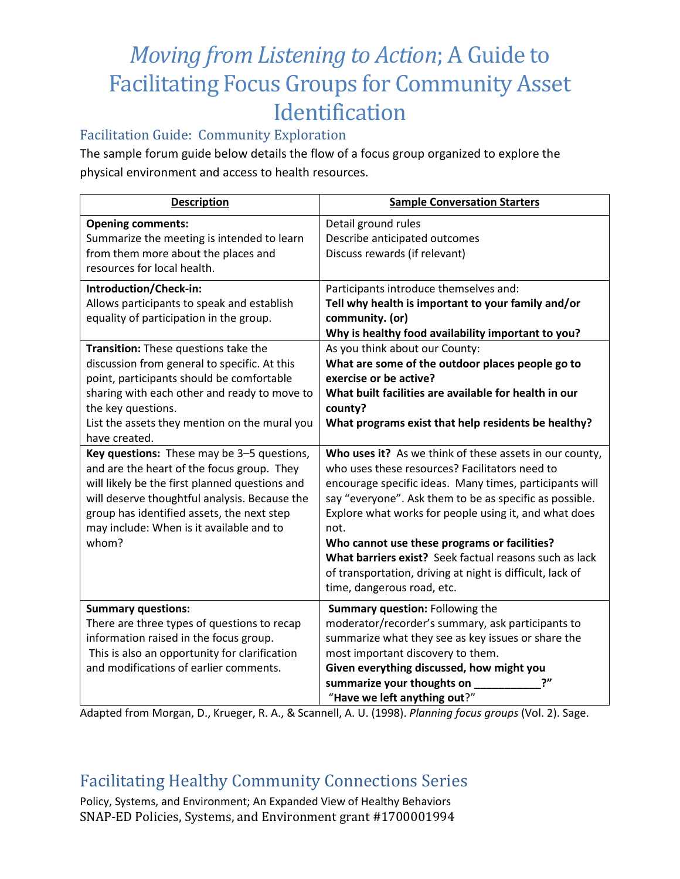# *Moving from Listening to Action*; A Guide to Facilitating Focus Groups for Community Asset Identification

## Facilitation Guide: Community Exploration

The sample forum guide below details the flow of a focus group organized to explore the physical environment and access to health resources.

| Description | Sample Conversation Starters |
|---|---|
| **Opening comments:**<br>Summarize the meeting is intended to learn from them more about the places and resources for local health. | Detail ground rules<br>Describe anticipated outcomes<br>Discuss rewards (if relevant) |
| **Introduction/Check-in:**<br>Allows participants to speak and establish equality of participation in the group. | Participants introduce themselves and:<br>**Tell why health is important to your family and/or community. (or)**<br>**Why is healthy food availability important to you?** |
| **Transition:** These questions take the discussion from general to specific. At this point, participants should be comfortable sharing with each other and ready to move to the key questions.<br>List the assets they mention on the mural you have created. | As you think about our County:<br>**What are some of the outdoor places people go to exercise or be active?**<br>**What built facilities are available for health in our county?**<br>**What programs exist that help residents be healthy?** |
| **Key questions:** These may be 3–5 questions, and are the heart of the focus group. They will likely be the first planned questions and will deserve thoughtful analysis. Because the group has identified assets, the next step may include: When is it available and to whom? | **Who uses it?** As we think of these assets in our county, who uses these resources? Facilitators need to encourage specific ideas. Many times, participants will say "everyone". Ask them to be as specific as possible. Explore what works for people using it, and what does not.<br>**Who cannot use these programs or facilities?**<br>**What barriers exist?** Seek factual reasons such as lack of transportation, driving at night is difficult, lack of time, dangerous road, etc. |
| **Summary questions:**<br>There are three types of questions to recap information raised in the focus group.<br>This is also an opportunity for clarification and modifications of earlier comments. | **Summary question:** Following the moderator/recorder's summary, ask participants to summarize what they see as key issues or share the most important discovery to them.<br>**Given everything discussed, how might you summarize your thoughts on ___________?"**<br>"**Have we left anything out**?" |

Adapted from Morgan, D., Krueger, R. A., & Scannell, A. U. (1998). *Planning focus groups* (Vol. 2). Sage.

## Facilitating Healthy Community Connections Series

Policy, Systems, and Environment; An Expanded View of Healthy Behaviors
SNAP-ED Policies, Systems, and Environment grant #1700001994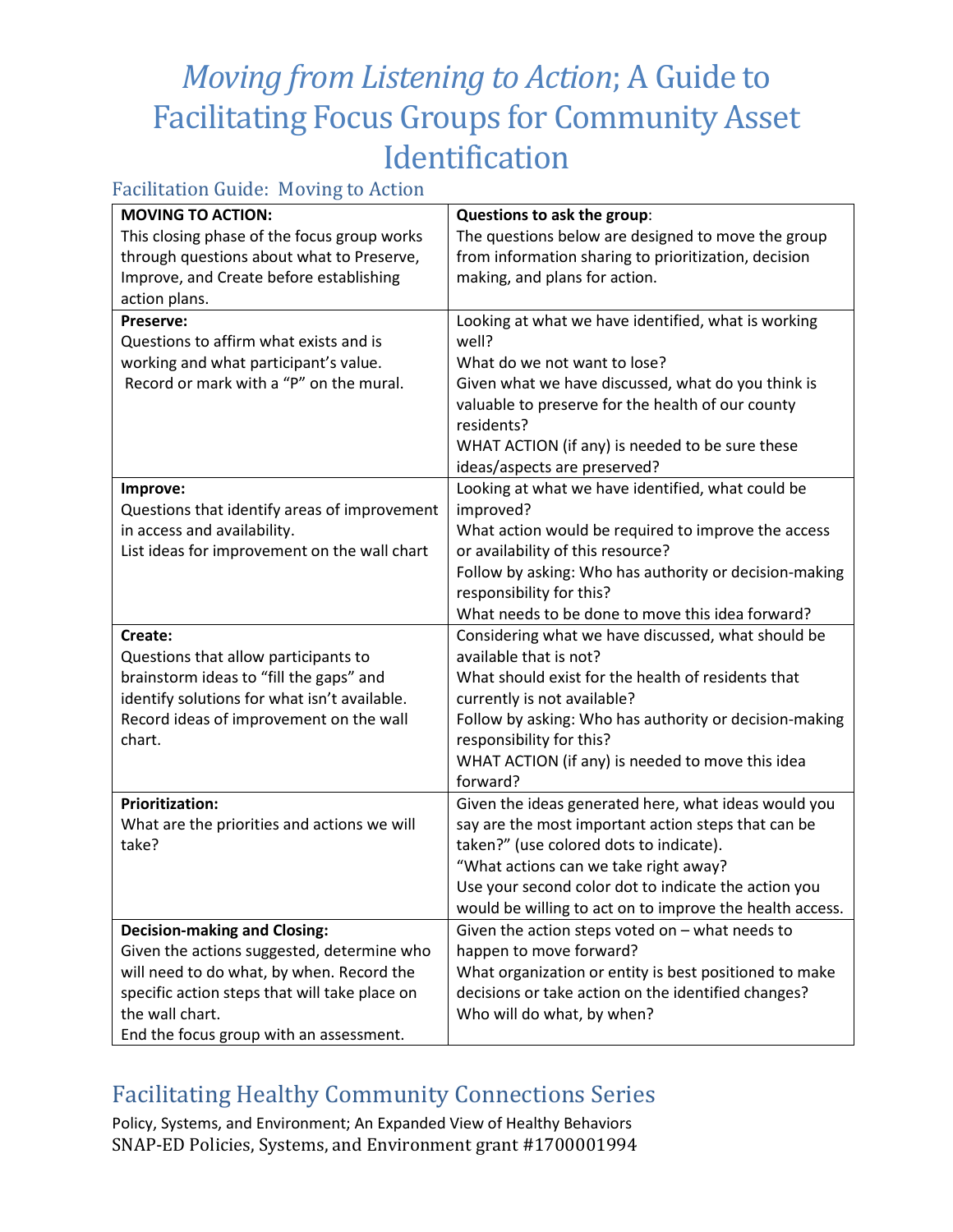# *Moving from Listening to Action*; A Guide to Facilitating Focus Groups for Community Asset Identification

## Facilitation Guide: Moving to Action

| **MOVING TO ACTION:** This closing phase of the focus group works through questions about what to Preserve, Improve, and Create before establishing action plans. | **Questions to ask the group**: The questions below are designed to move the group from information sharing to prioritization, decision making, and plans for action. |
|---|---|
| **Preserve:** Questions to affirm what exists and is working and what participant's value. Record or mark with a "P" on the mural. | Looking at what we have identified, what is working well? What do we not want to lose? Given what we have discussed, what do you think is valuable to preserve for the health of our county residents? WHAT ACTION (if any) is needed to be sure these ideas/aspects are preserved? |
| **Improve:** Questions that identify areas of improvement in access and availability. List ideas for improvement on the wall chart | Looking at what we have identified, what could be improved? What action would be required to improve the access or availability of this resource? Follow by asking: Who has authority or decision-making responsibility for this? What needs to be done to move this idea forward? |
| **Create:** Questions that allow participants to brainstorm ideas to "fill the gaps" and identify solutions for what isn't available. Record ideas of improvement on the wall chart. | Considering what we have discussed, what should be available that is not? What should exist for the health of residents that currently is not available? Follow by asking: Who has authority or decision-making responsibility for this? WHAT ACTION (if any) is needed to move this idea forward? |
| **Prioritization:** What are the priorities and actions we will take? | Given the ideas generated here, what ideas would you say are the most important action steps that can be taken?" (use colored dots to indicate). "What actions can we take right away? Use your second color dot to indicate the action you would be willing to act on to improve the health access. |
| **Decision-making and Closing:** Given the actions suggested, determine who will need to do what, by when. Record the specific action steps that will take place on the wall chart. End the focus group with an assessment. | Given the action steps voted on – what needs to happen to move forward? What organization or entity is best positioned to make decisions or take action on the identified changes? Who will do what, by when? |

## Facilitating Healthy Community Connections Series

Policy, Systems, and Environment; An Expanded View of Healthy Behaviors
SNAP-ED Policies, Systems, and Environment grant #1700001994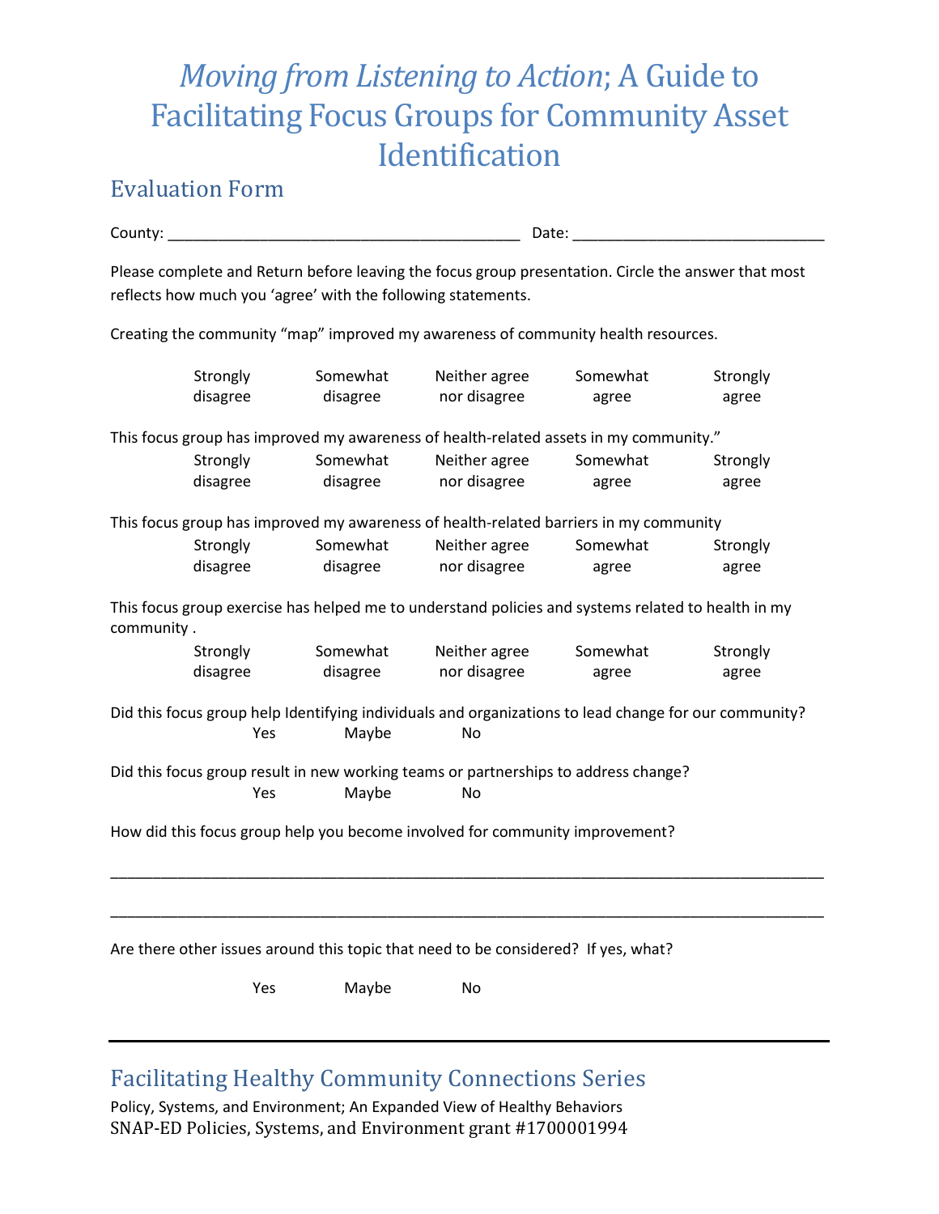# *Moving from Listening to Action*; A Guide to Facilitating Focus Groups for Community Asset Identification

## Evaluation Form

County: __________________________________________ Date: ______________________________

Please complete and Return before leaving the focus group presentation. Circle the answer that most reflects how much you 'agree' with the following statements.

Creating the community "map" improved my awareness of community health resources.

| Strongly disagree | Somewhat disagree | Neither agree nor disagree | Somewhat agree | Strongly agree |
|---|---|---|---|---|

This focus group has improved my awareness of health-related assets in my community."

| Strongly disagree | Somewhat disagree | Neither agree nor disagree | Somewhat agree | Strongly agree |
|---|---|---|---|---|

This focus group has improved my awareness of health-related barriers in my community

| Strongly disagree | Somewhat disagree | Neither agree nor disagree | Somewhat agree | Strongly agree |
|---|---|---|---|---|

This focus group exercise has helped me to understand policies and systems related to health in my community .

| Strongly disagree | Somewhat disagree | Neither agree nor disagree | Somewhat agree | Strongly agree |
|---|---|---|---|---|

Did this focus group help Identifying individuals and organizations to lead change for our community?

Yes    Maybe    No

Did this focus group result in new working teams or partnerships to address change?

Yes    Maybe    No

How did this focus group help you become involved for community improvement?

___________________________________________________________________________________

___________________________________________________________________________________

Are there other issues around this topic that need to be considered? If yes, what?

Yes    Maybe    No

---

## Facilitating Healthy Community Connections Series

Policy, Systems, and Environment; An Expanded View of Healthy Behaviors

SNAP-ED Policies, Systems, and Environment grant #1700001994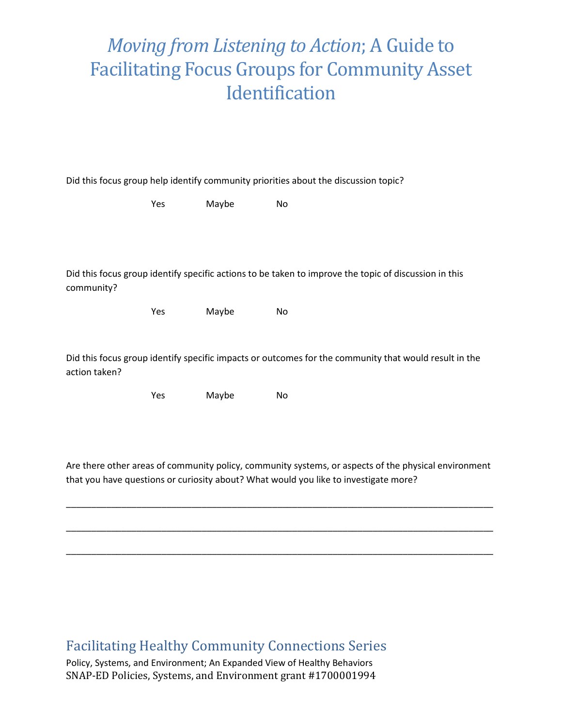# *Moving from Listening to Action*; A Guide to Facilitating Focus Groups for Community Asset Identification

Did this focus group help identify community priorities about the discussion topic?

Yes Maybe No

Did this focus group identify specific actions to be taken to improve the topic of discussion in this community?

Yes Maybe No

Did this focus group identify specific impacts or outcomes for the community that would result in the action taken?

Yes Maybe No

Are there other areas of community policy, community systems, or aspects of the physical environment that you have questions or curiosity about? What would you like to investigate more?

_______________________________________________________________________________________

_______________________________________________________________________________________

_______________________________________________________________________________________

## Facilitating Healthy Community Connections Series

Policy, Systems, and Environment; An Expanded View of Healthy Behaviors

SNAP-ED Policies, Systems, and Environment grant #1700001994